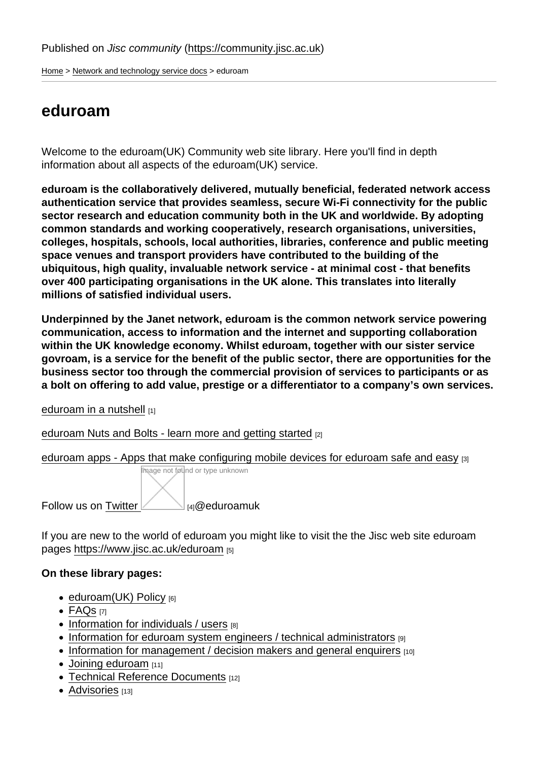Published on *Jisc community* (https://community.jisc.ac.uk)

Home > Network and technology service docs > eduroam

# eduroam

Welcome to the eduroam(UK) Community web site library. Here you'll find in depth information about all aspects of the eduroam(UK) service.

**eduroam is the collaboratively delivered, mutually beneficial, federated network access authentication service that provides seamless, secure Wi-Fi connectivity for the public sector research and education community both in the UK and worldwide. By adopting common standards and working cooperatively, research organisations, universities, colleges, hospitals, schools, local authorities, libraries, conference and public meeting space venues and transport providers have contributed to the building of the ubiquitous, high quality, invaluable network service - at minimal cost - that benefits over 400 participating organisations in the UK alone. This translates into literally millions of satisfied individual users.**

**Underpinned by the Janet network, eduroam is the common network service powering communication, access to information and the internet and supporting collaboration within the UK knowledge economy. Whilst eduroam, together with our sister service govroam, is a service for the benefit of the public sector, there are opportunities for the business sector too through the commercial provision of services to participants or as a bolt on offering to add value, prestige or a differentiator to a company's own services.**

eduroam in a nutshell [1]

eduroam Nuts and Bolts - learn more and getting started [2]

eduroam apps - Apps that make configuring mobile devices for eduroam safe and easy [3]

Follow us on Twitter [4]@eduroamuk

If you are new to the world of eduroam you might like to visit the the Jisc web site eduroam pages https://www.jisc.ac.uk/eduroam [5]

**On these library pages:**

- eduroam(UK) Policy [6]
- FAQs [7]
- Information for individuals / users [8]
- Information for eduroam system engineers / technical administrators [9]
- Information for management / decision makers and general enquirers [10]
- Joining eduroam [11]
- Technical Reference Documents [12]
- Advisories [13]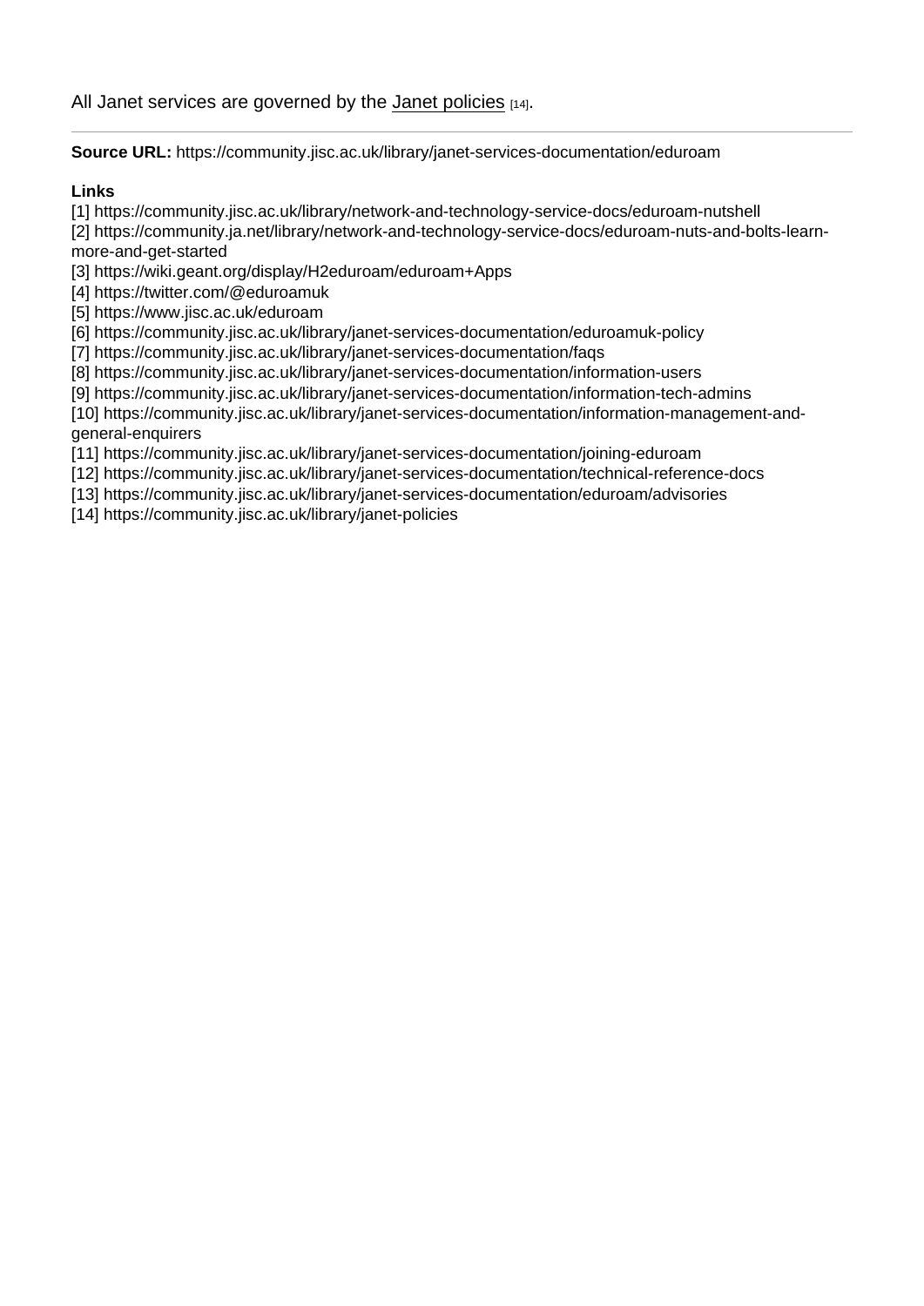All Janet services are governed by the Janet policies [14].

---

**Source URL:** https://community.jisc.ac.uk/library/janet-services-documentation/eduroam

**Links**

[1] https://community.jisc.ac.uk/library/network-and-technology-service-docs/eduroam-nutshell
[2] https://community.ja.net/library/network-and-technology-service-docs/eduroam-nuts-and-bolts-learn-more-and-get-started
[3] https://wiki.geant.org/display/H2eduroam/eduroam+Apps
[4] https://twitter.com/@eduroamuk
[5] https://www.jisc.ac.uk/eduroam
[6] https://community.jisc.ac.uk/library/janet-services-documentation/eduroamuk-policy
[7] https://community.jisc.ac.uk/library/janet-services-documentation/faqs
[8] https://community.jisc.ac.uk/library/janet-services-documentation/information-users
[9] https://community.jisc.ac.uk/library/janet-services-documentation/information-tech-admins
[10] https://community.jisc.ac.uk/library/janet-services-documentation/information-management-and-general-enquirers
[11] https://community.jisc.ac.uk/library/janet-services-documentation/joining-eduroam
[12] https://community.jisc.ac.uk/library/janet-services-documentation/technical-reference-docs
[13] https://community.jisc.ac.uk/library/janet-services-documentation/eduroam/advisories
[14] https://community.jisc.ac.uk/library/janet-policies